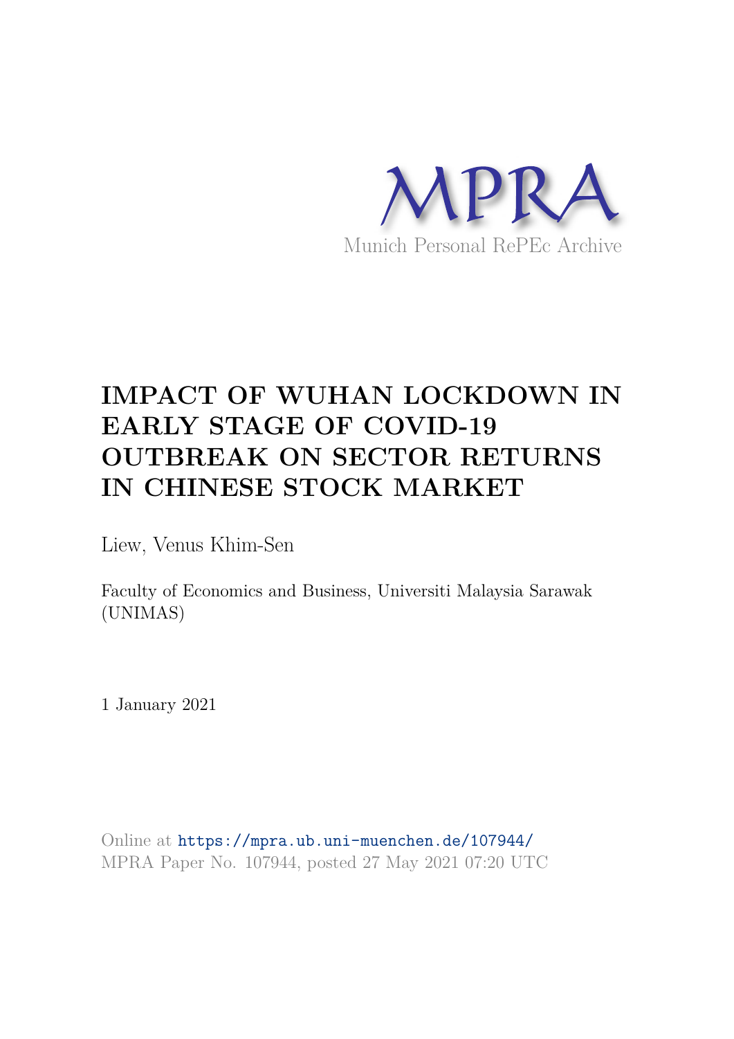MPRA

Munich Personal RePEc Archive

# IMPACT OF WUHAN LOCKDOWN IN EARLY STAGE OF COVID-19 OUTBREAK ON SECTOR RETURNS IN CHINESE STOCK MARKET

Liew, Venus Khim-Sen

Faculty of Economics and Business, Universiti Malaysia Sarawak (UNIMAS)

1 January 2021

Online at https://mpra.ub.uni-muenchen.de/107944/

MPRA Paper No. 107944, posted 27 May 2021 07:20 UTC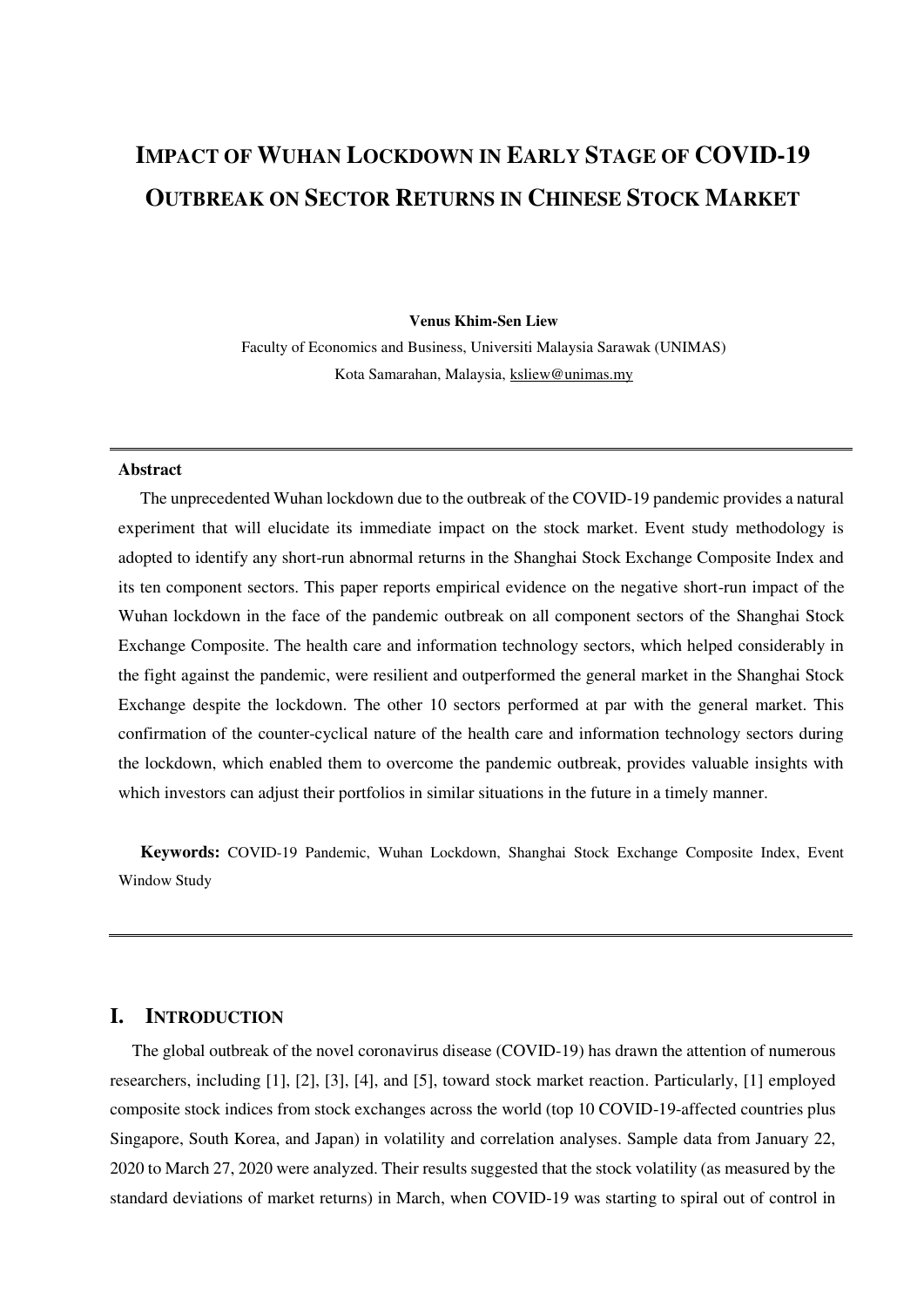# IMPACT OF WUHAN LOCKDOWN IN EARLY STAGE OF COVID-19 OUTBREAK ON SECTOR RETURNS IN CHINESE STOCK MARKET

**Venus Khim-Sen Liew**

Faculty of Economics and Business, Universiti Malaysia Sarawak (UNIMAS)

Kota Samarahan, Malaysia, ksliew@unimas.my

---

**Abstract**

The unprecedented Wuhan lockdown due to the outbreak of the COVID-19 pandemic provides a natural experiment that will elucidate its immediate impact on the stock market. Event study methodology is adopted to identify any short-run abnormal returns in the Shanghai Stock Exchange Composite Index and its ten component sectors. This paper reports empirical evidence on the negative short-run impact of the Wuhan lockdown in the face of the pandemic outbreak on all component sectors of the Shanghai Stock Exchange Composite. The health care and information technology sectors, which helped considerably in the fight against the pandemic, were resilient and outperformed the general market in the Shanghai Stock Exchange despite the lockdown. The other 10 sectors performed at par with the general market. This confirmation of the counter-cyclical nature of the health care and information technology sectors during the lockdown, which enabled them to overcome the pandemic outbreak, provides valuable insights with which investors can adjust their portfolios in similar situations in the future in a timely manner.

**Keywords:** COVID-19 Pandemic, Wuhan Lockdown, Shanghai Stock Exchange Composite Index, Event Window Study

---

## I. INTRODUCTION

The global outbreak of the novel coronavirus disease (COVID-19) has drawn the attention of numerous researchers, including [1], [2], [3], [4], and [5], toward stock market reaction. Particularly, [1] employed composite stock indices from stock exchanges across the world (top 10 COVID-19-affected countries plus Singapore, South Korea, and Japan) in volatility and correlation analyses. Sample data from January 22, 2020 to March 27, 2020 were analyzed. Their results suggested that the stock volatility (as measured by the standard deviations of market returns) in March, when COVID-19 was starting to spiral out of control in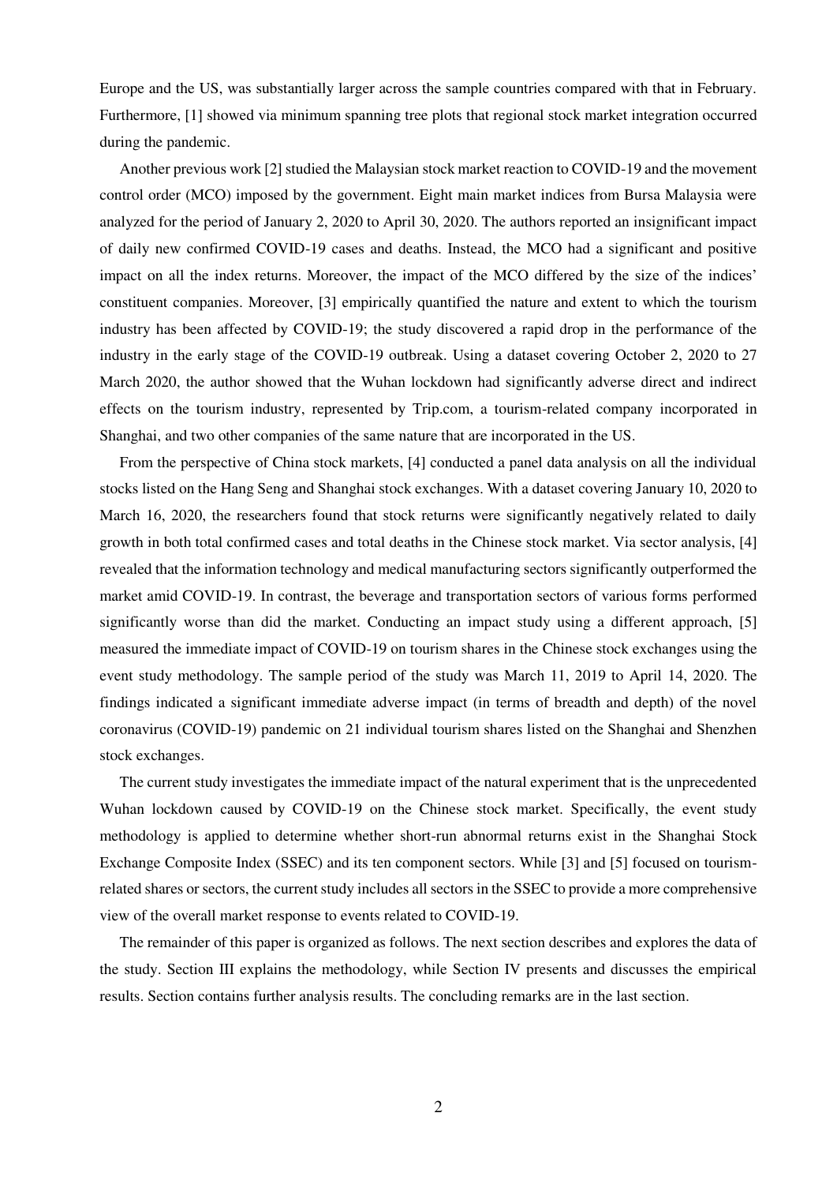Europe and the US, was substantially larger across the sample countries compared with that in February. Furthermore, [1] showed via minimum spanning tree plots that regional stock market integration occurred during the pandemic.

Another previous work [2] studied the Malaysian stock market reaction to COVID-19 and the movement control order (MCO) imposed by the government. Eight main market indices from Bursa Malaysia were analyzed for the period of January 2, 2020 to April 30, 2020. The authors reported an insignificant impact of daily new confirmed COVID-19 cases and deaths. Instead, the MCO had a significant and positive impact on all the index returns. Moreover, the impact of the MCO differed by the size of the indices' constituent companies. Moreover, [3] empirically quantified the nature and extent to which the tourism industry has been affected by COVID-19; the study discovered a rapid drop in the performance of the industry in the early stage of the COVID-19 outbreak. Using a dataset covering October 2, 2020 to 27 March 2020, the author showed that the Wuhan lockdown had significantly adverse direct and indirect effects on the tourism industry, represented by Trip.com, a tourism-related company incorporated in Shanghai, and two other companies of the same nature that are incorporated in the US.

From the perspective of China stock markets, [4] conducted a panel data analysis on all the individual stocks listed on the Hang Seng and Shanghai stock exchanges. With a dataset covering January 10, 2020 to March 16, 2020, the researchers found that stock returns were significantly negatively related to daily growth in both total confirmed cases and total deaths in the Chinese stock market. Via sector analysis, [4] revealed that the information technology and medical manufacturing sectors significantly outperformed the market amid COVID-19. In contrast, the beverage and transportation sectors of various forms performed significantly worse than did the market. Conducting an impact study using a different approach, [5] measured the immediate impact of COVID-19 on tourism shares in the Chinese stock exchanges using the event study methodology. The sample period of the study was March 11, 2019 to April 14, 2020. The findings indicated a significant immediate adverse impact (in terms of breadth and depth) of the novel coronavirus (COVID-19) pandemic on 21 individual tourism shares listed on the Shanghai and Shenzhen stock exchanges.

The current study investigates the immediate impact of the natural experiment that is the unprecedented Wuhan lockdown caused by COVID-19 on the Chinese stock market. Specifically, the event study methodology is applied to determine whether short-run abnormal returns exist in the Shanghai Stock Exchange Composite Index (SSEC) and its ten component sectors. While [3] and [5] focused on tourism-related shares or sectors, the current study includes all sectors in the SSEC to provide a more comprehensive view of the overall market response to events related to COVID-19.

The remainder of this paper is organized as follows. The next section describes and explores the data of the study. Section III explains the methodology, while Section IV presents and discusses the empirical results. Section contains further analysis results. The concluding remarks are in the last section.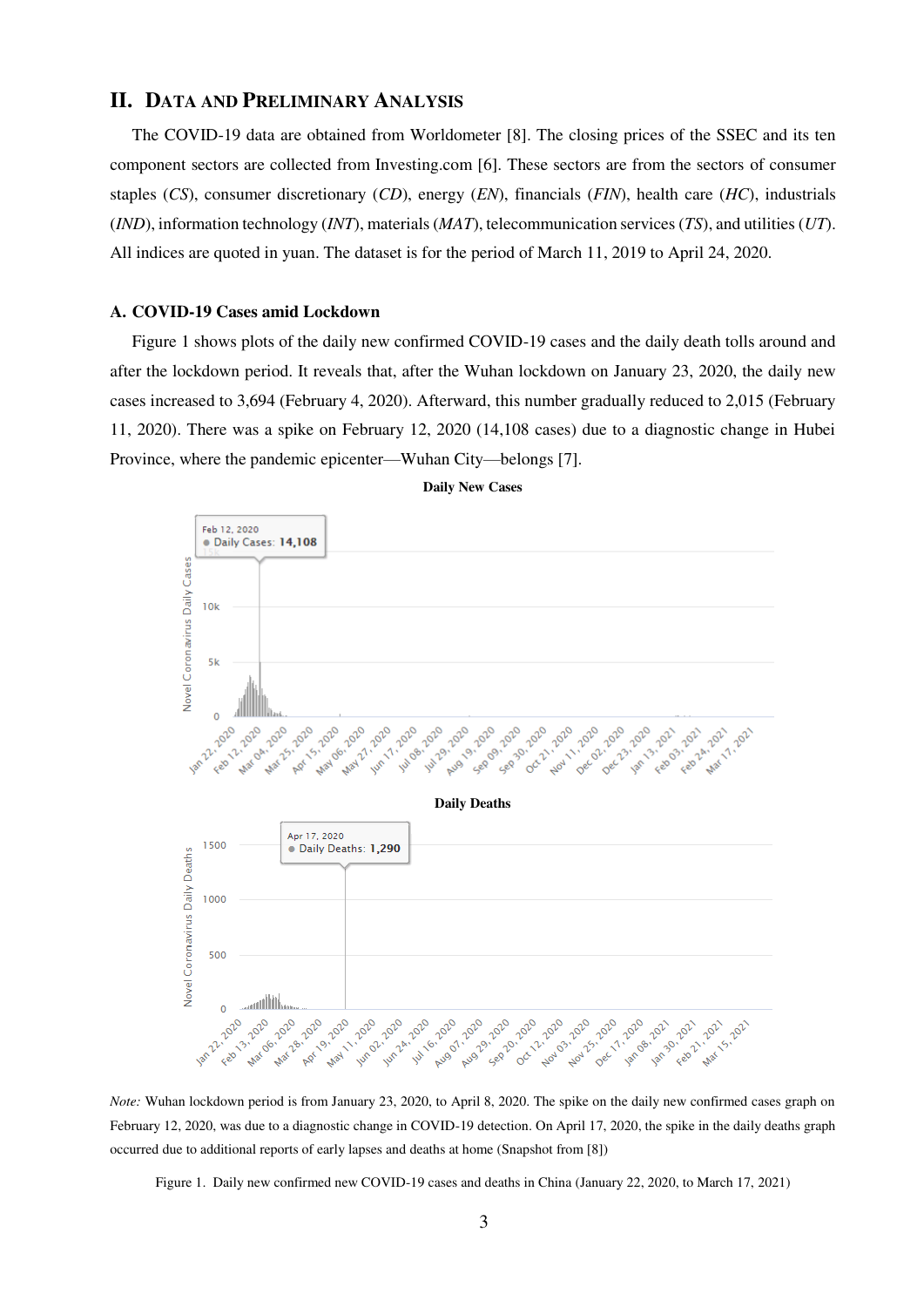## II. DATA AND PRELIMINARY ANALYSIS

The COVID-19 data are obtained from Worldometer [8]. The closing prices of the SSEC and its ten component sectors are collected from Investing.com [6]. These sectors are from the sectors of consumer staples (*CS*), consumer discretionary (*CD*), energy (*EN*), financials (*FIN*), health care (*HC*), industrials (*IND*), information technology (*INT*), materials (*MAT*), telecommunication services (*TS*), and utilities (*UT*). All indices are quoted in yuan. The dataset is for the period of March 11, 2019 to April 24, 2020.

### A. COVID-19 Cases amid Lockdown

Figure 1 shows plots of the daily new confirmed COVID-19 cases and the daily death tolls around and after the lockdown period. It reveals that, after the Wuhan lockdown on January 23, 2020, the daily new cases increased to 3,694 (February 4, 2020). Afterward, this number gradually reduced to 2,015 (February 11, 2020). There was a spike on February 12, 2020 (14,108 cases) due to a diagnostic change in Hubei Province, where the pandemic epicenter—Wuhan City—belongs [7].

**Daily New Cases**

Feb 12, 2020
Daily Cases: 14,108

Novel Coronavirus Daily Cases

10k
5k
0

Jan 22, 2020; Feb 12, 2020; Mar 04, 2020; Mar 25, 2020; Apr 15, 2020; May 06, 2020; May 27, 2020; Jun 17, 2020; Jul 08, 2020; Jul 29, 2020; Aug 19, 2020; Sep 09, 2020; Sep 30, 2020; Oct 21, 2020; Nov 11, 2020; Dec 02, 2020; Dec 23, 2020; Jan 13, 2021; Feb 03, 2021; Feb 24, 2021; Mar 17, 2021

**Daily Deaths**

Apr 17, 2020
Daily Deaths: 1,290

Novel Coronavirus Daily Deaths

1500
1000
500
0

Jan 22, 2020; Feb 13, 2020; Mar 06, 2020; Mar 28, 2020; Apr 19, 2020; May 11, 2020; Jun 02, 2020; Jun 24, 2020; Jul 16, 2020; Aug 07, 2020; Aug 29, 2020; Sep 20, 2020; Oct 12, 2020; Nov 03, 2020; Nov 25, 2020; Dec 17, 2020; Jan 08, 2021; Jan 30, 2021; Feb 21, 2021; Mar 15, 2021

*Note:* Wuhan lockdown period is from January 23, 2020, to April 8, 2020. The spike on the daily new confirmed cases graph on February 12, 2020, was due to a diagnostic change in COVID-19 detection. On April 17, 2020, the spike in the daily deaths graph occurred due to additional reports of early lapses and deaths at home (Snapshot from [8])

Figure 1. Daily new confirmed new COVID-19 cases and deaths in China (January 22, 2020, to March 17, 2021)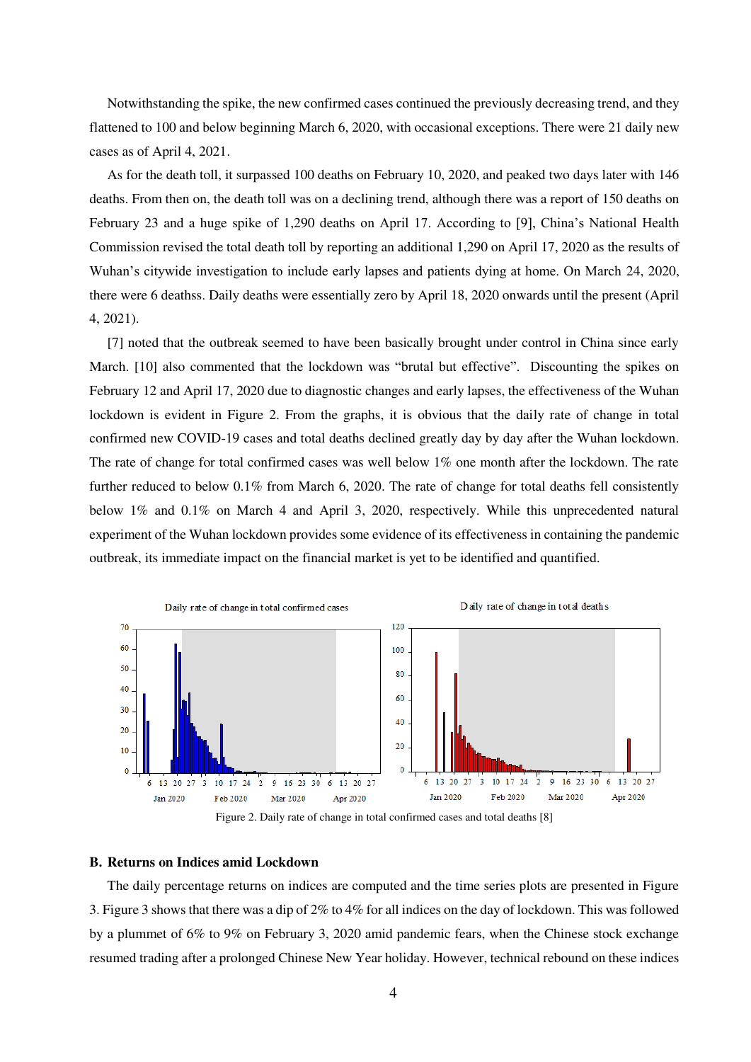Notwithstanding the spike, the new confirmed cases continued the previously decreasing trend, and they flattened to 100 and below beginning March 6, 2020, with occasional exceptions. There were 21 daily new cases as of April 4, 2021.

As for the death toll, it surpassed 100 deaths on February 10, 2020, and peaked two days later with 146 deaths. From then on, the death toll was on a declining trend, although there was a report of 150 deaths on February 23 and a huge spike of 1,290 deaths on April 17. According to [9], China's National Health Commission revised the total death toll by reporting an additional 1,290 on April 17, 2020 as the results of Wuhan's citywide investigation to include early lapses and patients dying at home. On March 24, 2020, there were 6 deathss. Daily deaths were essentially zero by April 18, 2020 onwards until the present (April 4, 2021).

[7] noted that the outbreak seemed to have been basically brought under control in China since early March. [10] also commented that the lockdown was "brutal but effective". Discounting the spikes on February 12 and April 17, 2020 due to diagnostic changes and early lapses, the effectiveness of the Wuhan lockdown is evident in Figure 2. From the graphs, it is obvious that the daily rate of change in total confirmed new COVID-19 cases and total deaths declined greatly day by day after the Wuhan lockdown. The rate of change for total confirmed cases was well below 1% one month after the lockdown. The rate further reduced to below 0.1% from March 6, 2020. The rate of change for total deaths fell consistently below 1% and 0.1% on March 4 and April 3, 2020, respectively. While this unprecedented natural experiment of the Wuhan lockdown provides some evidence of its effectiveness in containing the pandemic outbreak, its immediate impact on the financial market is yet to be identified and quantified.

Daily rate of change in total confirmed cases

70
60
50
40
30
20
10
0
6 13 20 27 3 10 17 24 2 9 16 23 30 6 13 20 27
Jan 2020 Feb 2020 Mar 2020 Apr 2020

Daily rate of change in total deaths

120
100
80
60
40
20
0
6 13 20 27 3 10 17 24 2 9 16 23 30 6 13 20 27
Jan 2020 Feb 2020 Mar 2020 Apr 2020

Figure 2. Daily rate of change in total confirmed cases and total deaths [8]

### B. Returns on Indices amid Lockdown

The daily percentage returns on indices are computed and the time series plots are presented in Figure 3. Figure 3 shows that there was a dip of 2% to 4% for all indices on the day of lockdown. This was followed by a plummet of 6% to 9% on February 3, 2020 amid pandemic fears, when the Chinese stock exchange resumed trading after a prolonged Chinese New Year holiday. However, technical rebound on these indices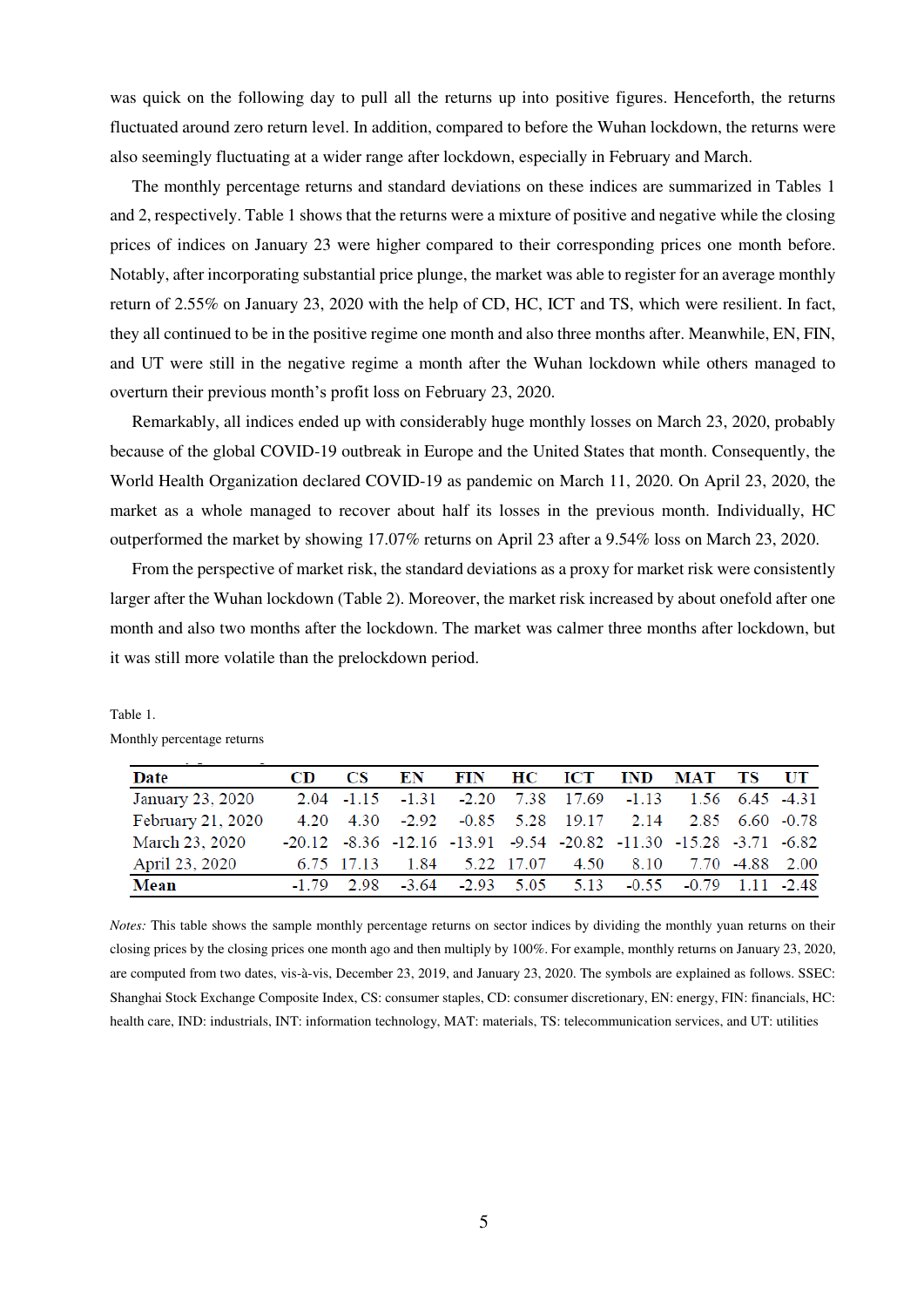was quick on the following day to pull all the returns up into positive figures. Henceforth, the returns fluctuated around zero return level. In addition, compared to before the Wuhan lockdown, the returns were also seemingly fluctuating at a wider range after lockdown, especially in February and March.

The monthly percentage returns and standard deviations on these indices are summarized in Tables 1 and 2, respectively. Table 1 shows that the returns were a mixture of positive and negative while the closing prices of indices on January 23 were higher compared to their corresponding prices one month before. Notably, after incorporating substantial price plunge, the market was able to register for an average monthly return of 2.55% on January 23, 2020 with the help of CD, HC, ICT and TS, which were resilient. In fact, they all continued to be in the positive regime one month and also three months after. Meanwhile, EN, FIN, and UT were still in the negative regime a month after the Wuhan lockdown while others managed to overturn their previous month's profit loss on February 23, 2020.

Remarkably, all indices ended up with considerably huge monthly losses on March 23, 2020, probably because of the global COVID-19 outbreak in Europe and the United States that month. Consequently, the World Health Organization declared COVID-19 as pandemic on March 11, 2020. On April 23, 2020, the market as a whole managed to recover about half its losses in the previous month. Individually, HC outperformed the market by showing 17.07% returns on April 23 after a 9.54% loss on March 23, 2020.

From the perspective of market risk, the standard deviations as a proxy for market risk were consistently larger after the Wuhan lockdown (Table 2). Moreover, the market risk increased by about onefold after one month and also two months after the lockdown. The market was calmer three months after lockdown, but it was still more volatile than the prelockdown period.

Table 1.

Monthly percentage returns

| Date | CD | CS | EN | FIN | HC | ICT | IND | MAT | TS | UT |
|---|---|---|---|---|---|---|---|---|---|---|
| January 23, 2020 | 2.04 | -1.15 | -1.31 | -2.20 | 7.38 | 17.69 | -1.13 | 1.56 | 6.45 | -4.31 |
| February 21, 2020 | 4.20 | 4.30 | -2.92 | -0.85 | 5.28 | 19.17 | 2.14 | 2.85 | 6.60 | -0.78 |
| March 23, 2020 | -20.12 | -8.36 | -12.16 | -13.91 | -9.54 | -20.82 | -11.30 | -15.28 | -3.71 | -6.82 |
| April 23, 2020 | 6.75 | 17.13 | 1.84 | 5.22 | 17.07 | 4.50 | 8.10 | 7.70 | -4.88 | 2.00 |
| **Mean** | -1.79 | 2.98 | -3.64 | -2.93 | 5.05 | 5.13 | -0.55 | -0.79 | 1.11 | -2.48 |

*Notes:* This table shows the sample monthly percentage returns on sector indices by dividing the monthly yuan returns on their closing prices by the closing prices one month ago and then multiply by 100%. For example, monthly returns on January 23, 2020, are computed from two dates, vis-à-vis, December 23, 2019, and January 23, 2020. The symbols are explained as follows. SSEC: Shanghai Stock Exchange Composite Index, CS: consumer staples, CD: consumer discretionary, EN: energy, FIN: financials, HC: health care, IND: industrials, INT: information technology, MAT: materials, TS: telecommunication services, and UT: utilities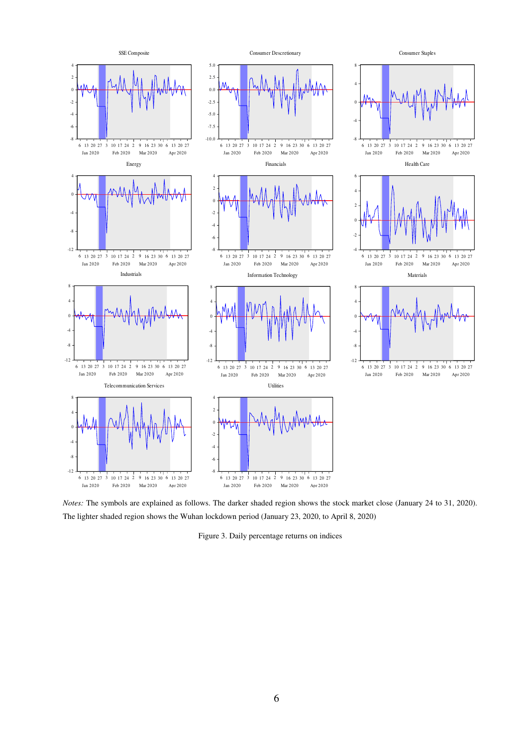*Notes:* The symbols are explained as follows. The darker shaded region shows the stock market close (January 24 to 31, 2020). The lighter shaded region shows the Wuhan lockdown period (January 23, 2020, to April 8, 2020)

Figure 3. Daily percentage returns on indices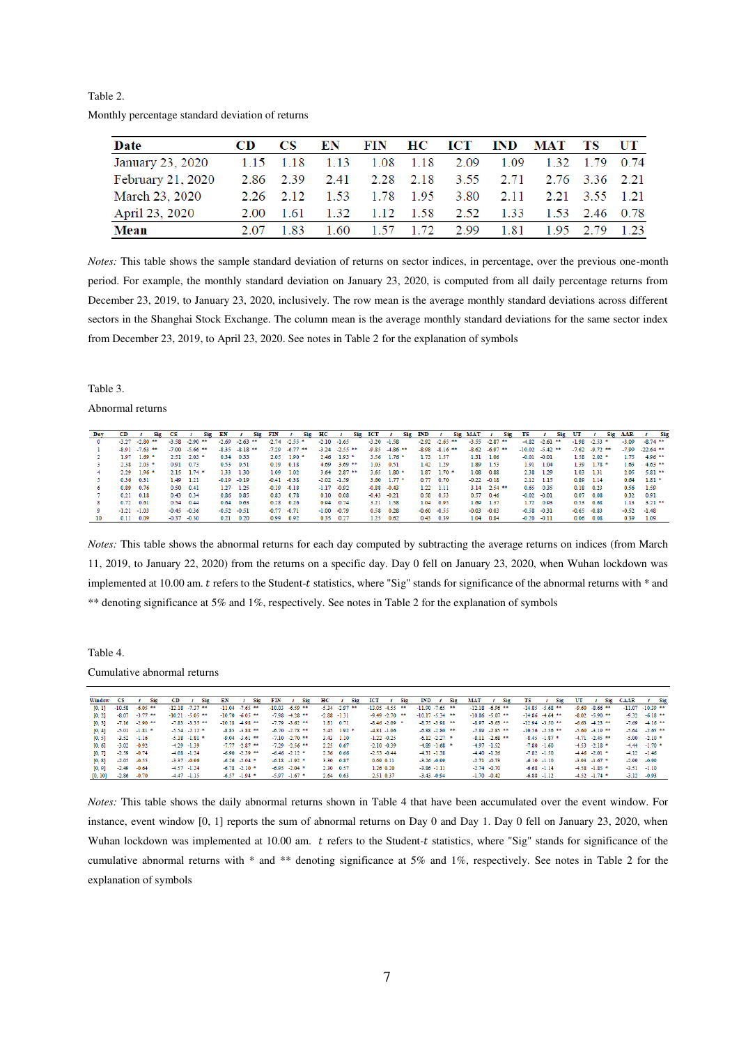Table 2.

Monthly percentage standard deviation of returns

| Date | CD | CS | EN | FIN | HC | ICT | IND | MAT | TS | UT |
|---|---|---|---|---|---|---|---|---|---|---|
| January 23, 2020 | 1.15 | 1.18 | 1.13 | 1.08 | 1.18 | 2.09 | 1.09 | 1.32 | 1.79 | 0.74 |
| February 21, 2020 | 2.86 | 2.39 | 2.41 | 2.28 | 2.18 | 3.55 | 2.71 | 2.76 | 3.36 | 2.21 |
| March 23, 2020 | 2.26 | 2.12 | 1.53 | 1.78 | 1.95 | 3.80 | 2.11 | 2.21 | 3.55 | 1.21 |
| April 23, 2020 | 2.00 | 1.61 | 1.32 | 1.12 | 1.58 | 2.52 | 1.33 | 1.53 | 2.46 | 0.78 |
| **Mean** | 2.07 | 1.83 | 1.60 | 1.57 | 1.72 | 2.99 | 1.81 | 1.95 | 2.79 | 1.23 |

*Notes:* This table shows the sample standard deviation of returns on sector indices, in percentage, over the previous one-month period. For example, the monthly standard deviation on January 23, 2020, is computed from all daily percentage returns from December 23, 2019, to January 23, 2020, inclusively. The row mean is the average monthly standard deviations across different sectors in the Shanghai Stock Exchange. The column mean is the average monthly standard deviations for the same sector index from December 23, 2019, to April 23, 2020. See notes in Table 2 for the explanation of symbols

Table 3.

Abnormal returns

| Day | CD | *t* | Sig | CS | *t* | Sig | EN | *t* | Sig | FIN | *t* | Sig | HC | *t* | Sig | ICT | *t* | Sig | IND | *t* | Sig | MAT | *t* | Sig | TS | *t* | Sig | UT | *t* | Sig | AAR | *t* | Sig |
|---|---|---|---|---|---|---|---|---|---|---|---|---|---|---|---|---|---|---|---|---|---|---|---|---|---|---|---|---|---|---|---|---|---|
| 0 | -3.27 | -2.80 | ** | -3.58 | -2.90 | ** | -2.69 | -2.63 | ** | -2.74 | -2.55 | * | -2.10 | -1.65 | | -3.20 | -1.58 | | -2.92 | -2.65 | ** | -3.55 | -2.87 | ** | -4.82 | -2.61 | ** | -1.98 | -2.53 | * | -3.09 | -8.74 | ** |
| 1 | -8.91 | -7.63 | ** | -7.00 | -5.66 | ** | -8.35 | -8.18 | ** | -7.29 | -6.77 | ** | -3.24 | -2.55 | ** | -9.85 | -4.86 | ** | -8.98 | -8.16 | ** | -8.62 | -6.97 | ** | -10.02 | -5.42 | ** | -7.62 | -9.72 | ** | -7.99 | -22.61 | ** |
| 2 | 1.97 | 1.69 | * | 2.51 | 2.03 | * | 0.34 | 0.33 | | 2.05 | 1.90 | * | 2.46 | 1.93 | * | 3.56 | 1.76 | * | 1.73 | 1.57 | | 1.31 | 1.06 | | -0.01 | -0.01 | | 1.58 | 2.02 | * | 1.75 | 4.96 | ** |
| 3 | 2.38 | 2.03 | * | 0.91 | 0.73 | | 0.53 | 0.51 | | 0.19 | 0.18 | | 4.69 | 3.69 | ** | 1.03 | 0.51 | | 1.42 | 1.29 | | 1.89 | 1.53 | | 1.91 | 1.04 | | 1.39 | 1.78 | * | 1.63 | 4.63 | ** |
| 4 | 2.29 | 1.96 | * | 2.15 | 1.74 | * | 1.33 | 1.30 | | 1.09 | 1.02 | | 3.64 | 2.87 | ** | 3.65 | 1.80 | * | 1.87 | 1.70 | * | 1.08 | 0.88 | | 2.38 | 1.29 | | 1.03 | 1.31 | | 2.05 | 5.81 | ** |
| 5 | 0.36 | 0.31 | | 1.49 | 1.21 | | -0.19 | -0.19 | | -0.41 | -0.38 | | -2.02 | -1.59 | | 3.60 | 1.77 | * | 0.77 | 0.70 | | -0.22 | -0.18 | | 2.12 | 1.15 | | 0.89 | 1.14 | | 0.64 | 1.81 | * |
| 6 | 0.89 | 0.76 | | 0.50 | 0.41 | | 1.27 | 1.25 | | -0.19 | -0.18 | | -1.17 | -0.92 | | -0.88 | -0.43 | | 1.22 | 1.11 | | 3.14 | 2.54 | ** | 0.65 | 0.35 | | 0.18 | 0.23 | | 0.56 | 1.59 | |
| 7 | 0.21 | 0.18 | | 0.43 | 0.34 | | 0.86 | 0.85 | | 0.83 | 0.78 | | 0.10 | 0.08 | | -0.43 | -0.21 | | 0.58 | 0.53 | | 0.57 | 0.46 | | -0.02 | -0.01 | | 0.07 | 0.08 | | 0.32 | 0.91 | |
| 8 | 0.72 | 0.61 | | 0.54 | 0.44 | | 0.64 | 0.63 | | 0.28 | 0.26 | | 0.94 | 0.74 | | 3.21 | 1.58 | | 1.04 | 0.95 | | 1.69 | 1.37 | | 1.72 | 0.93 | | 0.53 | 0.68 | | 1.13 | 3.21 | ** |
| 9 | -1.21 | -1.03 | | -0.45 | -0.36 | | -0.52 | -0.51 | | -0.77 | -0.71 | | -1.00 | -0.79 | | 0.58 | 0.28 | | -0.60 | -0.55 | | -0.03 | -0.03 | | -0.58 | -0.31 | | -0.65 | -0.83 | | -0.52 | -1.48 | |
| 10 | 0.11 | 0.09 | | -0.37 | -0.30 | | 0.21 | 0.20 | | 0.99 | 0.92 | | 0.35 | 0.27 | | 1.25 | 0.62 | | 0.43 | 0.39 | | 1.04 | 0.84 | | -0.20 | -0.11 | | 0.06 | 0.08 | | 0.39 | 1.09 | |

*Notes:* This table shows the abnormal returns for each day computed by subtracting the average returns on indices (from March 11, 2019, to January 22, 2020) from the returns on a specific day. Day 0 fell on January 23, 2020, when Wuhan lockdown was implemented at 10.00 am. *t* refers to the Student-*t* statistics, where "Sig" stands for significance of the abnormal returns with * and ** denoting significance at 5% and 1%, respectively. See notes in Table 2 for the explanation of symbols

Table 4.

Cumulative abnormal returns

| Window | CS | *t* | Sig | CD | *t* | Sig | EN | *t* | Sig | FIN | *t* | Sig | HC | *t* | Sig | ICT | *t* | Sig | IND | *t* | Sig | MAT | *t* | Sig | TS | *t* | Sig | UT | *t* | Sig | CAAR | *t* | Sig |
|---|---|---|---|---|---|---|---|---|---|---|---|---|---|---|---|---|---|---|---|---|---|---|---|---|---|---|---|---|---|---|---|---|---|
| [0, 1] | -10.58 | -6.05 | ** | -12.18 | -7.37 | ** | -11.04 | -7.65 | ** | -10.03 | -6.59 | ** | -5.34 | -2.97 | ** | -13.05 | -4.55 | ** | -11.90 | -7.65 | ** | -12.18 | -6.96 | ** | -14.85 | -5.68 | ** | -9.60 | -8.66 | ** | -11.07 | -10.39 | ** |
| [0, 2] | -8.07 | -3.77 | ** | -10.21 | -5.05 | ** | -10.70 | -6.05 | ** | -7.98 | -4.28 | ** | -2.88 | -1.31 | | -9.49 | -2.70 | ** | -10.17 | -5.34 | ** | -10.86 | -5.07 | ** | -14.86 | -4.64 | ** | -8.02 | -5.90 | ** | -9.32 | -8.18 | ** |
| [0, 3] | -7.16 | -2.90 | ** | -7.83 | -3.35 | ** | -10.18 | -4.98 | ** | -7.79 | -3.62 | ** | 1.81 | 0.71 | | -8.46 | -2.09 | * | -8.75 | -3.98 | ** | -8.97 | -3.63 | ** | -12.94 | -3.50 | ** | -6.63 | -4.23 | ** | -7.69 | -4.16 | ** |
| [0, 4] | -5.01 | -1.81 | * | -5.54 | -2.12 | * | -8.85 | -3.88 | ** | -6.70 | -2.78 | ** | 5.45 | 1.92 | * | -4.81 | -1.06 | | -6.88 | -2.80 | ** | -7.89 | -2.85 | ** | -10.56 | -2.56 | ** | -5.60 | -3.19 | ** | -5.64 | -2.65 | ** |
| [0, 5] | -3.52 | -1.16 | | -5.18 | -1.81 | * | -9.04 | -3.61 | ** | -7.10 | -2.70 | ** | 3.43 | 1.10 | | -1.22 | -0.25 | | -6.12 | -2.27 | * | -8.11 | -2.68 | ** | -8.45 | -1.87 | * | -4.71 | -2.45 | ** | -5.00 | -2.10 | * |
| [0, 6] | -3.02 | -0.92 | | -4.29 | -1.39 | | -7.77 | -2.87 | ** | -7.29 | -2.56 | ** | 2.25 | 0.67 | | -2.10 | -0.39 | | -4.89 | -1.68 | * | -4.97 | -1.52 | | -7.80 | -1.60 | | -4.53 | -2.18 | * | -4.44 | -1.70 | * |
| [0, 7] | -2.58 | -0.74 | | -4.08 | -1.24 | | -6.90 | -2.39 | ** | -6.46 | -2.12 | * | 2.36 | 0.66 | | -2.53 | -0.44 | | -4.31 | -1.38 | | -4.40 | -1.26 | | -7.82 | -1.50 | | -4.46 | -2.01 | * | -4.12 | -1.46 | |
| [0, 8] | -2.05 | -0.55 | | -3.37 | -0.96 | | -6.26 | -2.04 | * | -6.18 | -1.92 | * | 3.30 | 0.87 | | 0.68 | 0.11 | | -3.26 | -0.99 | | -2.71 | -0.73 | | -6.10 | -1.10 | | -3.93 | -1.67 | * | -2.99 | -0.99 | |
| [0, 9] | -2.40 | -0.64 | | -4.57 | -1.24 | | -6.78 | -2.10 | * | -6.95 | -2.04 | * | 2.30 | 0.57 | | 1.26 | 0.20 | | -3.86 | -1.11 | | -2.74 | -0.70 | | -6.68 | -1.14 | | -4.58 | -1.85 | * | -3.51 | -1.10 | |
| [0, 10] | -2.86 | -0.70 | | -4.47 | -1.15 | | -6.57 | -1.94 | * | -5.97 | -1.67 | * | 2.64 | 0.63 | | 2.51 | 0.37 | | -3.43 | -0.94 | | -1.70 | -0.42 | | -6.88 | -1.12 | | -4.52 | -1.74 | * | -3.12 | -0.93 | |

*Notes:* This table shows the daily abnormal returns shown in Table 4 that have been accumulated over the event window. For instance, event window [0, 1] reports the sum of abnormal returns on Day 0 and Day 1. Day 0 fell on January 23, 2020, when Wuhan lockdown was implemented at 10.00 am. *t* refers to the Student-*t* statistics, where "Sig" stands for significance of the cumulative abnormal returns with * and ** denoting significance at 5% and 1%, respectively. See notes in Table 2 for the explanation of symbols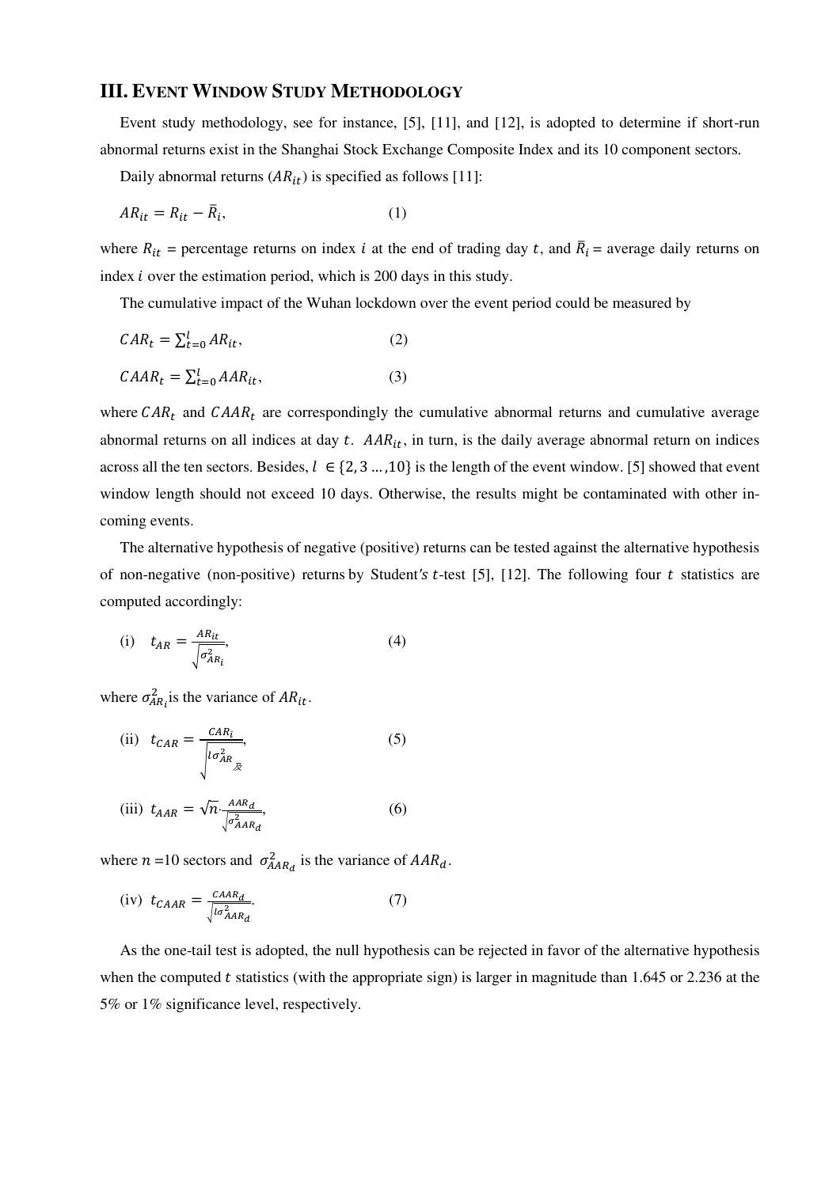## III. Event Window Study Methodology

Event study methodology, see for instance, [5], [11], and [12], is adopted to determine if short-run abnormal returns exist in the Shanghai Stock Exchange Composite Index and its 10 component sectors.

Daily abnormal returns ($AR_{it}$) is specified as follows [11]:

$$AR_{it} = R_{it} - \bar{R}_i, \qquad (1)$$

where $R_{it}$ = percentage returns on index $i$ at the end of trading day $t$, and $\bar{R}_i$ = average daily returns on index $i$ over the estimation period, which is 200 days in this study.

The cumulative impact of the Wuhan lockdown over the event period could be measured by

$$CAR_t = \sum_{t=0}^{l} AR_{it}, \qquad (2)$$

$$CAAR_t = \sum_{t=0}^{l} AAR_{it}, \qquad (3)$$

where $CAR_t$ and $CAAR_t$ are correspondingly the cumulative abnormal returns and cumulative average abnormal returns on all indices at day $t$. $AAR_{it}$, in turn, is the daily average abnormal return on indices across all the ten sectors. Besides, $l \in \{2, 3 \ldots, 10\}$ is the length of the event window. [5] showed that event window length should not exceed 10 days. Otherwise, the results might be contaminated with other incoming events.

The alternative hypothesis of negative (positive) returns can be tested against the alternative hypothesis of non-negative (non-positive) returns by Student's $t$-test [5], [12]. The following four $t$ statistics are computed accordingly:

(i) $$t_{AR} = \frac{AR_{it}}{\sqrt{\sigma^2_{AR_i}}}, \qquad (4)$$

where $\sigma^2_{AR_i}$ is the variance of $AR_{it}$.

(ii) $$t_{CAR} = \frac{CAR_i}{\sqrt{l\sigma^2_{AR_{及}}}}, \qquad (5)$$

(iii) $$t_{AAR} = \sqrt{n} \cdot \frac{AAR_d}{\sqrt{\sigma^2_{AAR_d}}}, \qquad (6)$$

where $n$ =10 sectors and $\sigma^2_{AAR_d}$ is the variance of $AAR_d$.

(iv) $$t_{CAAR} = \frac{CAAR_d}{\sqrt{l\sigma^2_{AAR_d}}}. \qquad (7)$$

As the one-tail test is adopted, the null hypothesis can be rejected in favor of the alternative hypothesis when the computed $t$ statistics (with the appropriate sign) is larger in magnitude than 1.645 or 2.236 at the 5% or 1% significance level, respectively.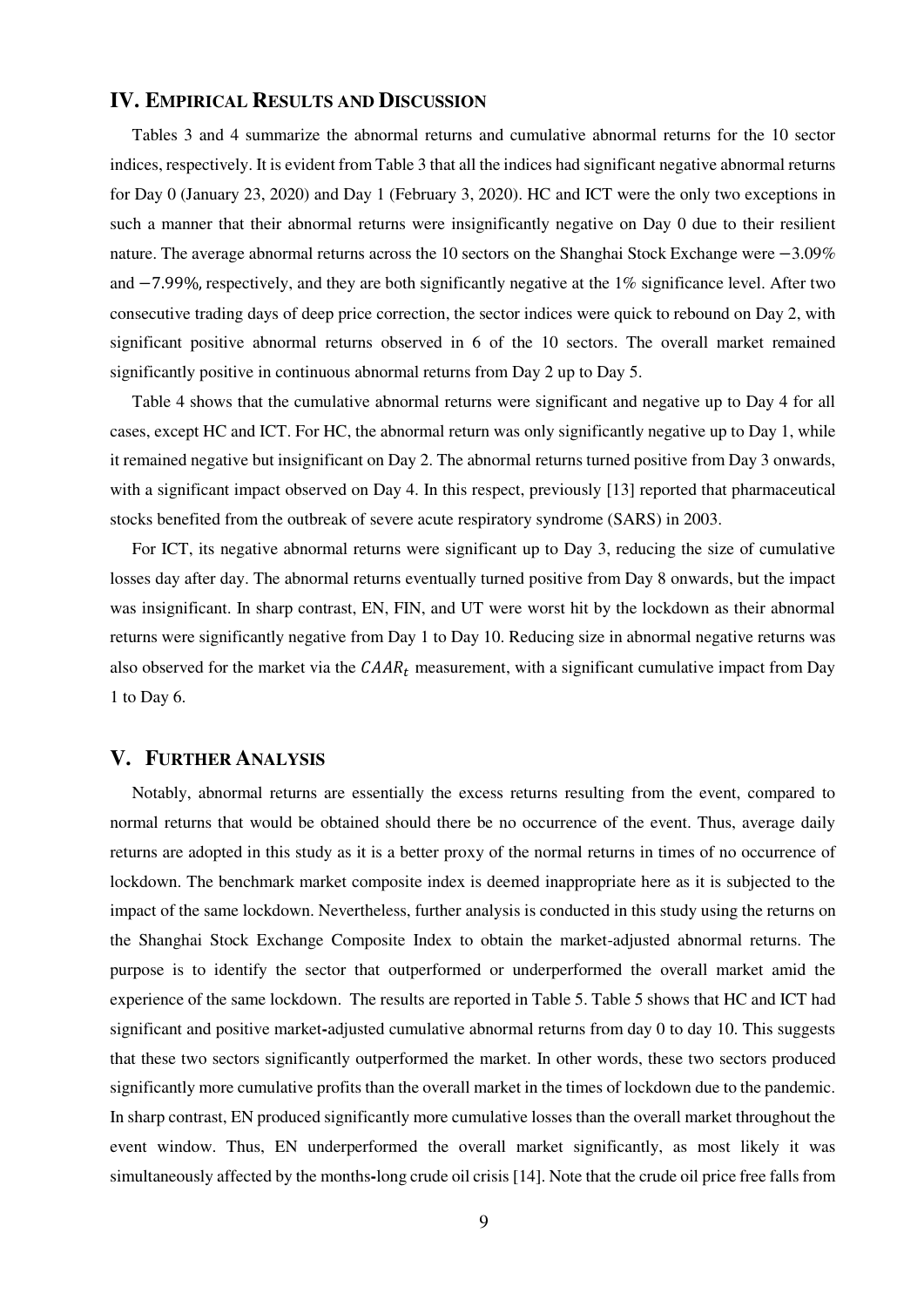## IV. Empirical Results and Discussion

Tables 3 and 4 summarize the abnormal returns and cumulative abnormal returns for the 10 sector indices, respectively. It is evident from Table 3 that all the indices had significant negative abnormal returns for Day 0 (January 23, 2020) and Day 1 (February 3, 2020). HC and ICT were the only two exceptions in such a manner that their abnormal returns were insignificantly negative on Day 0 due to their resilient nature. The average abnormal returns across the 10 sectors on the Shanghai Stock Exchange were $-3.09\%$ and $-7.99\%$, respectively, and they are both significantly negative at the 1% significance level. After two consecutive trading days of deep price correction, the sector indices were quick to rebound on Day 2, with significant positive abnormal returns observed in 6 of the 10 sectors. The overall market remained significantly positive in continuous abnormal returns from Day 2 up to Day 5.

Table 4 shows that the cumulative abnormal returns were significant and negative up to Day 4 for all cases, except HC and ICT. For HC, the abnormal return was only significantly negative up to Day 1, while it remained negative but insignificant on Day 2. The abnormal returns turned positive from Day 3 onwards, with a significant impact observed on Day 4. In this respect, previously [13] reported that pharmaceutical stocks benefited from the outbreak of severe acute respiratory syndrome (SARS) in 2003.

For ICT, its negative abnormal returns were significant up to Day 3, reducing the size of cumulative losses day after day. The abnormal returns eventually turned positive from Day 8 onwards, but the impact was insignificant. In sharp contrast, EN, FIN, and UT were worst hit by the lockdown as their abnormal returns were significantly negative from Day 1 to Day 10. Reducing size in abnormal negative returns was also observed for the market via the $CAAR_t$ measurement, with a significant cumulative impact from Day 1 to Day 6.

## V. Further Analysis

Notably, abnormal returns are essentially the excess returns resulting from the event, compared to normal returns that would be obtained should there be no occurrence of the event. Thus, average daily returns are adopted in this study as it is a better proxy of the normal returns in times of no occurrence of lockdown. The benchmark market composite index is deemed inappropriate here as it is subjected to the impact of the same lockdown. Nevertheless, further analysis is conducted in this study using the returns on the Shanghai Stock Exchange Composite Index to obtain the market-adjusted abnormal returns. The purpose is to identify the sector that outperformed or underperformed the overall market amid the experience of the same lockdown. The results are reported in Table 5. Table 5 shows that HC and ICT had significant and positive market-adjusted cumulative abnormal returns from day 0 to day 10. This suggests that these two sectors significantly outperformed the market. In other words, these two sectors produced significantly more cumulative profits than the overall market in the times of lockdown due to the pandemic. In sharp contrast, EN produced significantly more cumulative losses than the overall market throughout the event window. Thus, EN underperformed the overall market significantly, as most likely it was simultaneously affected by the months-long crude oil crisis [14]. Note that the crude oil price free falls from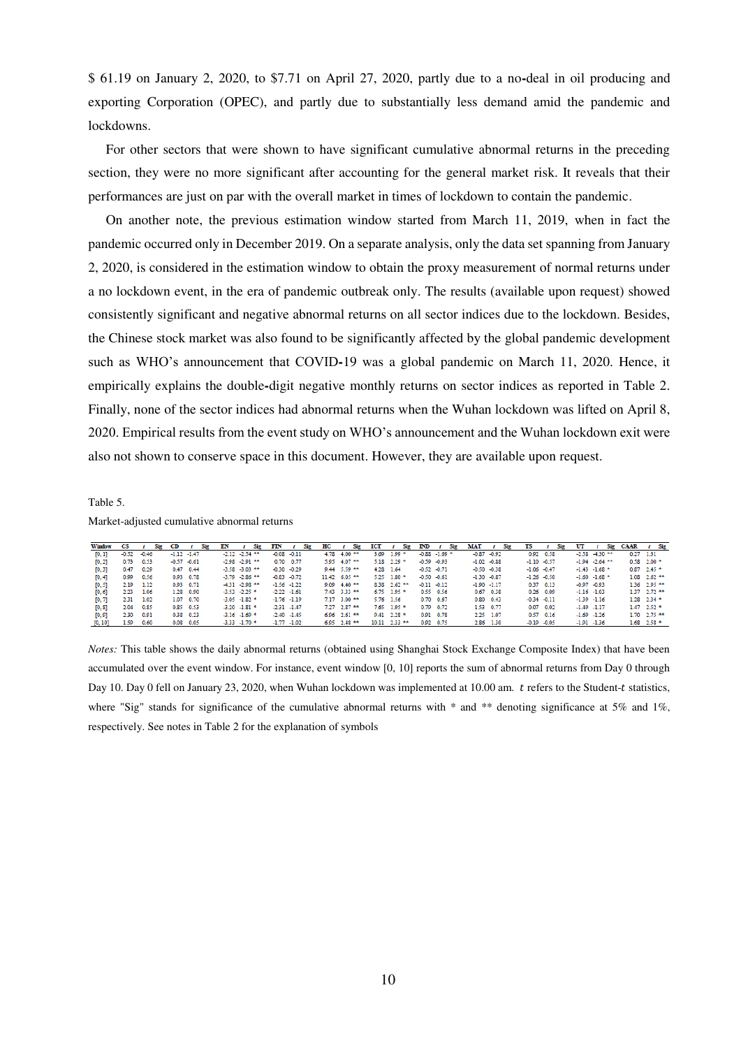$ 61.19 on January 2, 2020, to $7.71 on April 27, 2020, partly due to a no-deal in oil producing and exporting Corporation (OPEC), and partly due to substantially less demand amid the pandemic and lockdowns.

For other sectors that were shown to have significant cumulative abnormal returns in the preceding section, they were no more significant after accounting for the general market risk. It reveals that their performances are just on par with the overall market in times of lockdown to contain the pandemic.

On another note, the previous estimation window started from March 11, 2019, when in fact the pandemic occurred only in December 2019. On a separate analysis, only the data set spanning from January 2, 2020, is considered in the estimation window to obtain the proxy measurement of normal returns under a no lockdown event, in the era of pandemic outbreak only. The results (available upon request) showed consistently significant and negative abnormal returns on all sector indices due to the lockdown. Besides, the Chinese stock market was also found to be significantly affected by the global pandemic development such as WHO's announcement that COVID-19 was a global pandemic on March 11, 2020. Hence, it empirically explains the double-digit negative monthly returns on sector indices as reported in Table 2. Finally, none of the sector indices had abnormal returns when the Wuhan lockdown was lifted on April 8, 2020. Empirical results from the event study on WHO's announcement and the Wuhan lockdown exit were also not shown to conserve space in this document. However, they are available upon request.

Table 5.

Market-adjusted cumulative abnormal returns

| Window | CS | $t$ | Sig | CD | $t$ | Sig | EN | $t$ | Sig | FIN | $t$ | Sig | HC | $t$ | Sig | ICT | $t$ | Sig | IND | $t$ | Sig | MAT | $t$ | Sig | TS | $t$ | Sig | UT | $t$ | Sig | CAAR | $t$ | Sig |
|---|---|---|---|---|---|---|---|---|---|---|---|---|---|---|---|---|---|---|---|---|---|---|---|---|---|---|---|---|---|---|---|---|---|
| [0, 1] | -0.52 | -0.46 | | -1.12 | -1.47 | | -2.12 | -2.54 | ** | -0.08 | -0.11 | | 4.78 | 4.00 | ** | 3.69 | 1.99 | * | -0.88 | -1.69 | * | -0.87 | -0.92 | | 0.92 | 0.58 | | -2.58 | -4.30 | ** | 0.27 | 1.31 | |
| [0, 2] | 0.73 | 0.53 | | -0.57 | -0.61 | | -2.98 | -2.91 | ** | 0.70 | 0.77 | | 5.95 | 4.07 | ** | 5.18 | 2.29 | * | -0.59 | -0.93 | | -1.02 | -0.88 | | -1.10 | -0.57 | | -1.94 | -2.64 | ** | 0.58 | 2.00 | * |
| [0, 3] | 0.47 | 0.29 | | 0.47 | 0.44 | | -3.58 | -3.03 | ** | -0.30 | -0.29 | | 9.44 | 5.59 | ** | 4.28 | 1.64 | | -0.52 | -0.71 | | -0.50 | -0.38 | | -1.06 | -0.47 | | -1.43 | -1.68 | * | 0.87 | 2.45 | * |
| [0, 4] | 0.89 | 0.56 | | 0.93 | 0.78 | | -3.79 | -2.86 | ** | -0.83 | -0.72 | | 11.42 | 6.05 | ** | 5.25 | 1.80 | * | -0.50 | -0.61 | | -1.30 | -0.87 | | -1.26 | -0.50 | | -1.60 | -1.68 | * | 1.08 | 2.62 | ** |
| [0, 5] | 2.19 | 1.12 | | 0.93 | 0.71 | | -4.31 | -2.98 | ** | -1.56 | -1.22 | | 9.09 | 4.40 | ** | 8.38 | 2.62 | ** | -0.11 | -0.12 | | -1.90 | -1.17 | | 0.37 | 0.13 | | -0.97 | -0.93 | | 1.36 | 2.95 | ** |
| [0, 6] | 2.23 | 1.06 | | 1.28 | 0.90 | | -3.53 | -2.25 | * | -2.22 | -1.61 | | 7.43 | 3.33 | ** | 6.75 | 1.95 | * | 0.55 | 0.56 | | 0.67 | 0.38 | | 0.26 | 0.09 | | -1.16 | -1.03 | | 1.37 | 2.72 | ** |
| [0, 7] | 2.31 | 1.02 | | 1.07 | 0.70 | | -3.05 | -1.82 | * | -1.76 | -1.19 | | 7.17 | 3.00 | ** | 5.76 | 1.56 | | 0.70 | 0.67 | | 0.80 | 0.43 | | -0.34 | -0.11 | | -1.39 | -1.16 | | 1.28 | 2.34 | * |
| [0, 8] | 2.04 | 0.85 | | 0.85 | 0.53 | | -3.20 | -1.81 | * | -2.31 | -1.47 | | 7.27 | 2.87 | ** | 7.65 | 1.95 | * | 0.70 | 0.72 | | 1.53 | 0.77 | | 0.07 | 0.02 | | -1.49 | -1.17 | | 1.47 | 2.52 | * |
| [0, 9] | 2.30 | 0.91 | | 0.38 | 0.23 | | -3.16 | -1.69 | * | -2.40 | -1.45 | | 6.96 | 2.61 | ** | 9.41 | 2.28 | * | 0.91 | 0.78 | | 2.25 | 1.07 | | 0.57 | 0.16 | | -1.69 | -1.26 | | 1.70 | 2.75 | ** |
| [0, 10] | 1.59 | 0.60 | | 0.08 | 0.05 | | -3.33 | -1.70 | * | -1.77 | -1.02 | | 6.95 | 2.48 | ** | 10.11 | 2.33 | ** | 0.92 | 0.75 | | 2.86 | 1.30 | | -0.19 | -0.05 | | -1.91 | -1.36 | | 1.68 | 2.58 | * |

*Notes:* This table shows the daily abnormal returns (obtained using Shanghai Stock Exchange Composite Index) that have been accumulated over the event window. For instance, event window [0, 10] reports the sum of abnormal returns from Day 0 through Day 10. Day 0 fell on January 23, 2020, when Wuhan lockdown was implemented at 10.00 am. $t$ refers to the Student-$t$ statistics, where "Sig" stands for significance of the cumulative abnormal returns with * and ** denoting significance at 5% and 1%, respectively. See notes in Table 2 for the explanation of symbols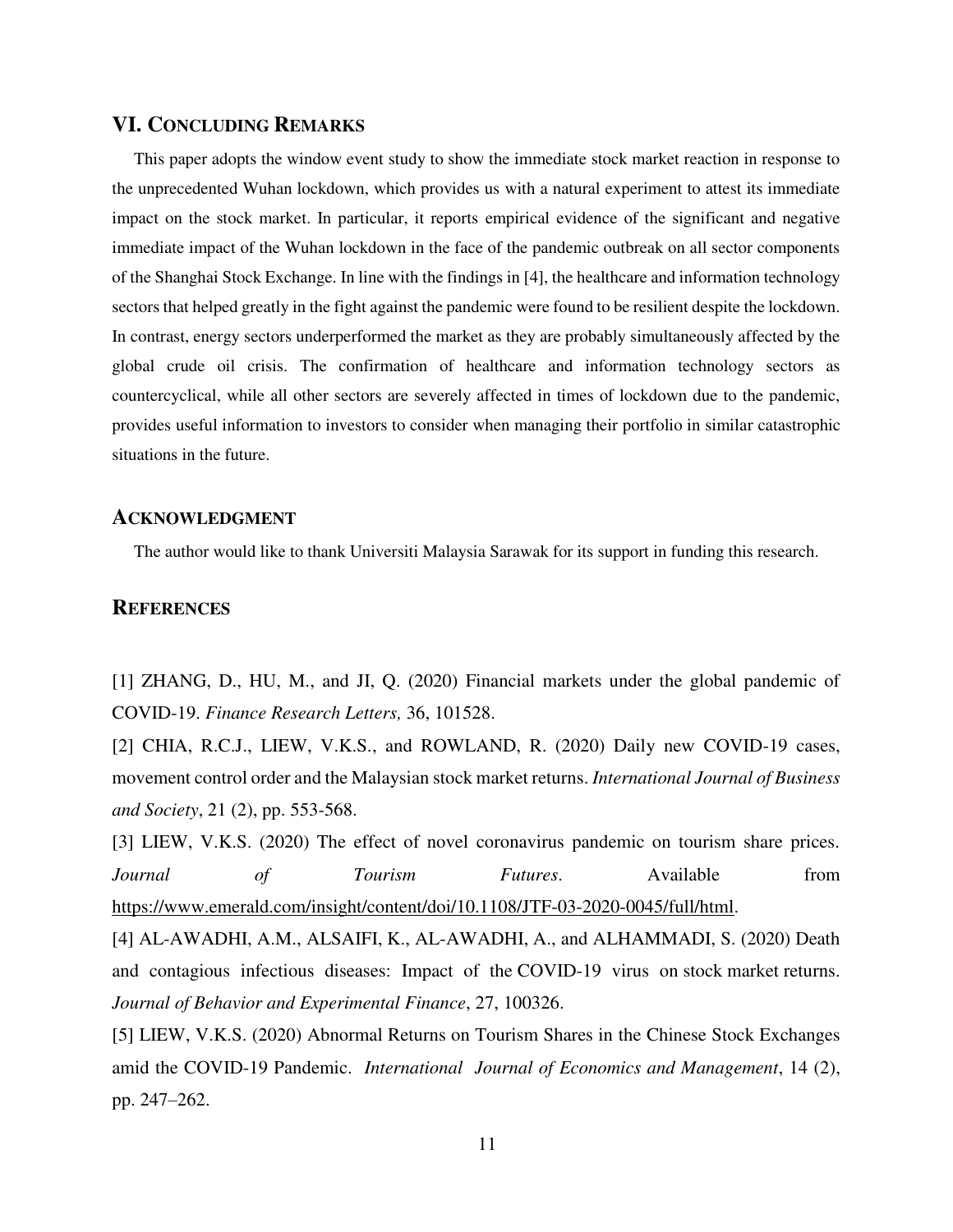## VI. Concluding Remarks

This paper adopts the window event study to show the immediate stock market reaction in response to the unprecedented Wuhan lockdown, which provides us with a natural experiment to attest its immediate impact on the stock market. In particular, it reports empirical evidence of the significant and negative immediate impact of the Wuhan lockdown in the face of the pandemic outbreak on all sector components of the Shanghai Stock Exchange. In line with the findings in [4], the healthcare and information technology sectors that helped greatly in the fight against the pandemic were found to be resilient despite the lockdown. In contrast, energy sectors underperformed the market as they are probably simultaneously affected by the global crude oil crisis. The confirmation of healthcare and information technology sectors as countercyclical, while all other sectors are severely affected in times of lockdown due to the pandemic, provides useful information to investors to consider when managing their portfolio in similar catastrophic situations in the future.

## Acknowledgment

The author would like to thank Universiti Malaysia Sarawak for its support in funding this research.

## References

[1] ZHANG, D., HU, M., and JI, Q. (2020) Financial markets under the global pandemic of COVID-19. *Finance Research Letters,* 36, 101528.

[2] CHIA, R.C.J., LIEW, V.K.S., and ROWLAND, R. (2020) Daily new COVID-19 cases, movement control order and the Malaysian stock market returns. *International Journal of Business and Society*, 21 (2), pp. 553-568.

[3] LIEW, V.K.S. (2020) The effect of novel coronavirus pandemic on tourism share prices. *Journal of Tourism Futures*. Available from https://www.emerald.com/insight/content/doi/10.1108/JTF-03-2020-0045/full/html.

[4] AL-AWADHI, A.M., ALSAIFI, K., AL-AWADHI, A., and ALHAMMADI, S. (2020) Death and contagious infectious diseases: Impact of the COVID-19 virus on stock market returns. *Journal of Behavior and Experimental Finance*, 27, 100326.

[5] LIEW, V.K.S. (2020) Abnormal Returns on Tourism Shares in the Chinese Stock Exchanges amid the COVID-19 Pandemic. *International Journal of Economics and Management*, 14 (2), pp. 247–262.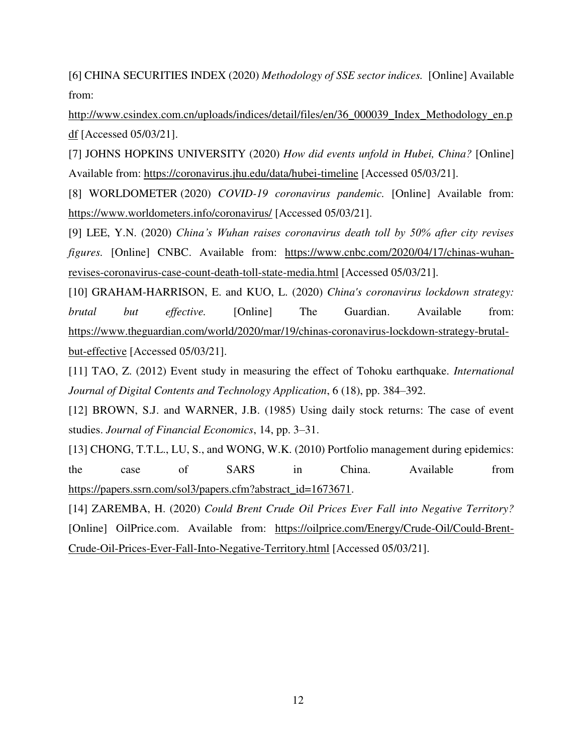[6] CHINA SECURITIES INDEX (2020) *Methodology of SSE sector indices.* [Online] Available from: http://www.csindex.com.cn/uploads/indices/detail/files/en/36_000039_Index_Methodology_en.pdf [Accessed 05/03/21].

[7] JOHNS HOPKINS UNIVERSITY (2020) *How did events unfold in Hubei, China?* [Online] Available from: https://coronavirus.jhu.edu/data/hubei-timeline [Accessed 05/03/21].

[8] WORLDOMETER (2020) *COVID-19 coronavirus pandemic.* [Online] Available from: https://www.worldometers.info/coronavirus/ [Accessed 05/03/21].

[9] LEE, Y.N. (2020) *China's Wuhan raises coronavirus death toll by 50% after city revises figures.* [Online] CNBC. Available from: https://www.cnbc.com/2020/04/17/chinas-wuhan-revises-coronavirus-case-count-death-toll-state-media.html [Accessed 05/03/21].

[10] GRAHAM-HARRISON, E. and KUO, L. (2020) *China's coronavirus lockdown strategy: brutal but effective.* [Online] The Guardian. Available from: https://www.theguardian.com/world/2020/mar/19/chinas-coronavirus-lockdown-strategy-brutal-but-effective [Accessed 05/03/21].

[11] TAO, Z. (2012) Event study in measuring the effect of Tohoku earthquake. *International Journal of Digital Contents and Technology Application*, 6 (18), pp. 384–392.

[12] BROWN, S.J. and WARNER, J.B. (1985) Using daily stock returns: The case of event studies. *Journal of Financial Economics*, 14, pp. 3–31.

[13] CHONG, T.T.L., LU, S., and WONG, W.K. (2010) Portfolio management during epidemics: the case of SARS in China. Available from https://papers.ssrn.com/sol3/papers.cfm?abstract_id=1673671.

[14] ZAREMBA, H. (2020) *Could Brent Crude Oil Prices Ever Fall into Negative Territory?* [Online] OilPrice.com. Available from: https://oilprice.com/Energy/Crude-Oil/Could-Brent-Crude-Oil-Prices-Ever-Fall-Into-Negative-Territory.html [Accessed 05/03/21].